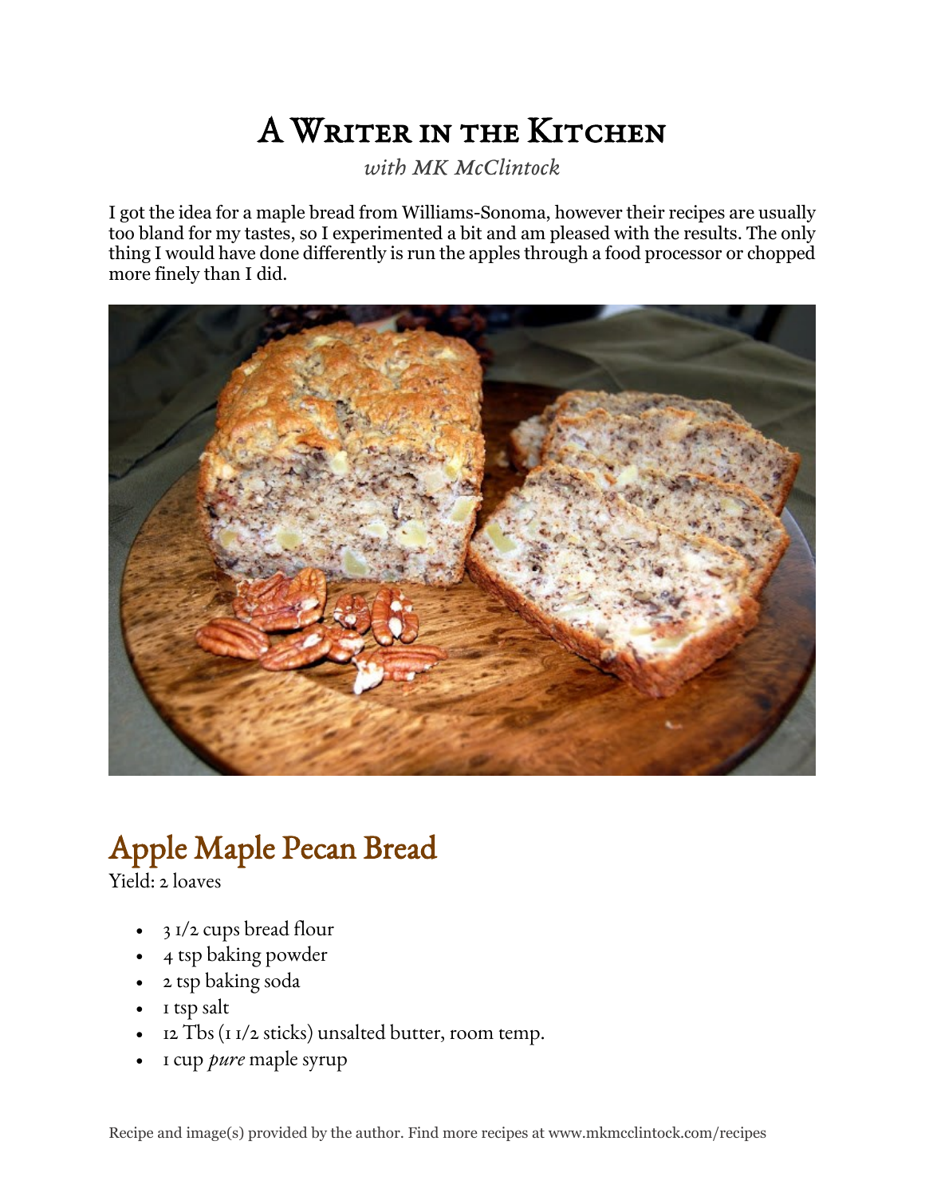# A Writer in the Kitchen

*with MK McClintock*

I got the idea for a maple bread from Williams-Sonoma, however their recipes are usually too bland for my tastes, so I experimented a bit and am pleased with the results. The only thing I would have done differently is run the apples through a food processor or chopped more finely than I did.

## Apple Maple Pecan Bread

Yield: 2 loaves

- 3 1/2 cups bread flour
- 4 tsp baking powder
- 2 tsp baking soda
- 1 tsp salt
- 12 Tbs (1 1/2 sticks) unsalted butter, room temp.
- 1 cup *pure* maple syrup

Recipe and image(s) provided by the author. Find more recipes at www.mkmcclintock.com/recipes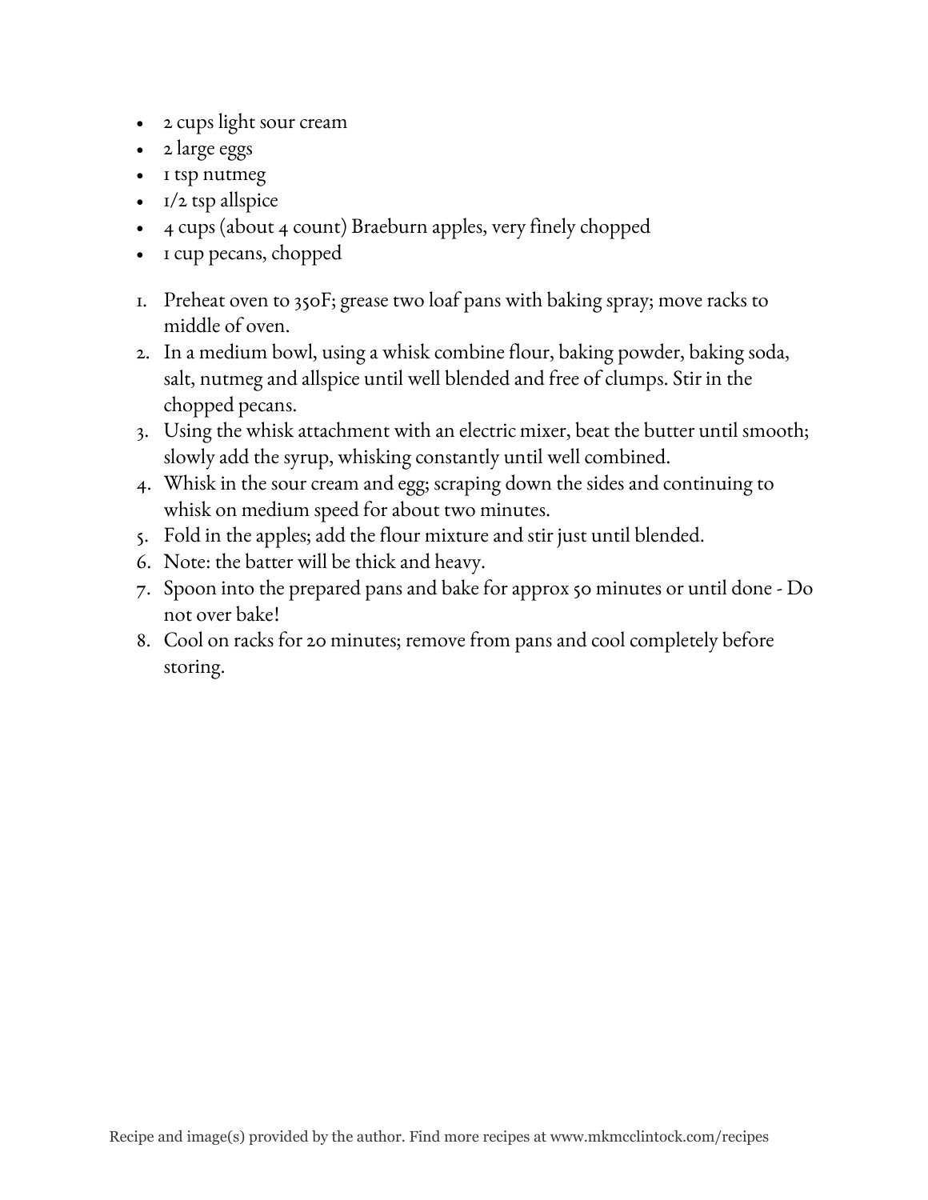- 2 cups light sour cream
- 2 large eggs
- 1 tsp nutmeg
- 1/2 tsp allspice
- 4 cups (about 4 count) Braeburn apples, very finely chopped
- 1 cup pecans, chopped

1. Preheat oven to 350F; grease two loaf pans with baking spray; move racks to middle of oven.
2. In a medium bowl, using a whisk combine flour, baking powder, baking soda, salt, nutmeg and allspice until well blended and free of clumps. Stir in the chopped pecans.
3. Using the whisk attachment with an electric mixer, beat the butter until smooth; slowly add the syrup, whisking constantly until well combined.
4. Whisk in the sour cream and egg; scraping down the sides and continuing to whisk on medium speed for about two minutes.
5. Fold in the apples; add the flour mixture and stir just until blended.
6. Note: the batter will be thick and heavy.
7. Spoon into the prepared pans and bake for approx 50 minutes or until done - Do not over bake!
8. Cool on racks for 20 minutes; remove from pans and cool completely before storing.

Recipe and image(s) provided by the author. Find more recipes at www.mkmcclintock.com/recipes